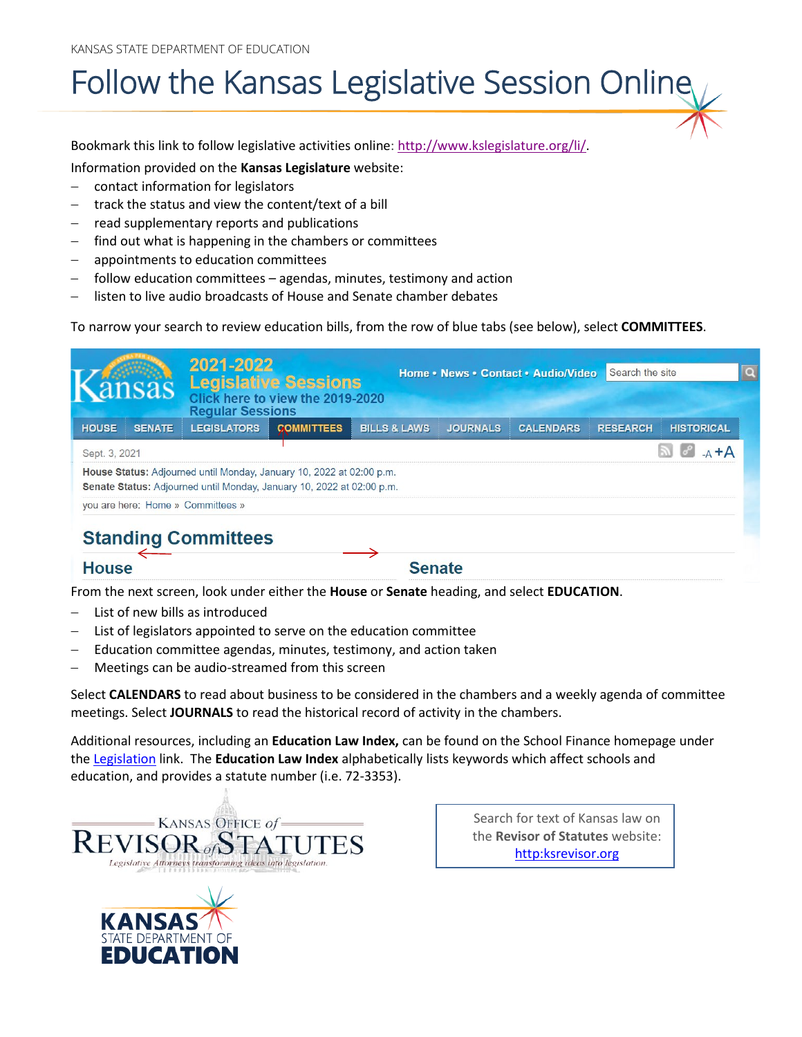KANSAS STATE DEPARTMENT OF EDUCATION

# Follow the Kansas Legislative Session Online

Bookmark this link to follow legislative activities online: [http://www.kslegislature.org/li/](http://www.kslegislature.org/li/).

Information provided on the **Kansas Legislature** website:

- contact information for legislators
- track the status and view the content/text of a bill
- read supplementary reports and publications
- find out what is happening in the chambers or committees
- appointments to education committees
- follow education committees – agendas, minutes, testimony and action
- listen to live audio broadcasts of House and Senate chamber debates

To narrow your search to review education bills, from the row of blue tabs (see below), select **COMMITTEES**.

From the next screen, look under either the **House** or **Senate** heading, and select **EDUCATION**.

- List of new bills as introduced
- List of legislators appointed to serve on the education committee
- Education committee agendas, minutes, testimony, and action taken
- Meetings can be audio-streamed from this screen

Select **CALENDARS** to read about business to be considered in the chambers and a weekly agenda of committee meetings. Select **JOURNALS** to read the historical record of activity in the chambers.

Additional resources, including an **Education Law Index,** can be found on the School Finance homepage under the Legislation link. The **Education Law Index** alphabetically lists keywords which affect schools and education, and provides a statute number (i.e. 72-3353).

Search for text of Kansas law on the **Revisor of Statutes** website: [http:ksrevisor.org](http:ksrevisor.org)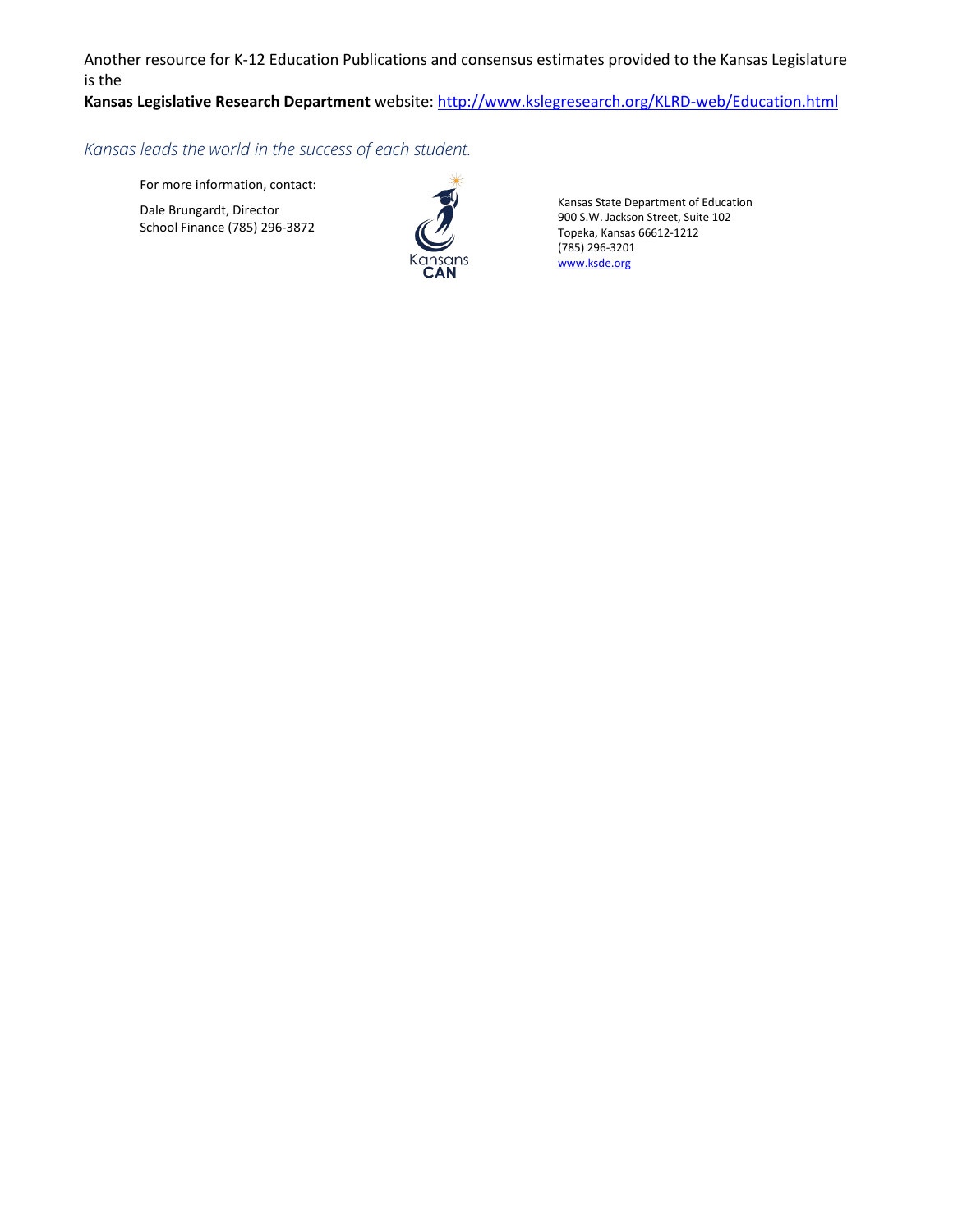Another resource for K-12 Education Publications and consensus estimates provided to the Kansas Legislature is the
**Kansas Legislative Research Department** website: http://www.kslegresearch.org/KLRD-web/Education.html

*Kansas leads the world in the success of each student.*

For more information, contact:

Dale Brungardt, Director
School Finance (785) 296-3872

Kansans CAN

Kansas State Department of Education
900 S.W. Jackson Street, Suite 102
Topeka, Kansas 66612-1212
(785) 296-3201
www.ksde.org